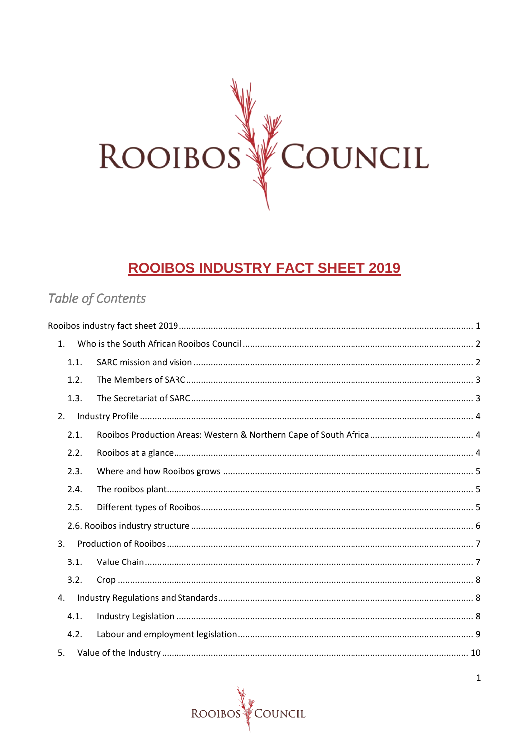ROOIBOS COUNCIL

# ROOIBOS INDUSTRY FACT SHEET 2019

## Table of Contents

Rooibos industry fact sheet 2019 .......... 1

1. Who is the South African Rooibos Council .......... 2
   - 1.1. SARC mission and vision .......... 2
   - 1.2. The Members of SARC .......... 3
   - 1.3. The Secretariat of SARC .......... 3
2. Industry Profile .......... 4
   - 2.1. Rooibos Production Areas: Western & Northern Cape of South Africa .......... 4
   - 2.2. Rooibos at a glance .......... 4
   - 2.3. Where and how Rooibos grows .......... 5
   - 2.4. The rooibos plant .......... 5
   - 2.5. Different types of Rooibos .......... 5
   - 2.6. Rooibos industry structure .......... 6
3. Production of Rooibos .......... 7
   - 3.1. Value Chain .......... 7
   - 3.2. Crop .......... 8
4. Industry Regulations and Standards .......... 8
   - 4.1. Industry Legislation .......... 8
   - 4.2. Labour and employment legislation .......... 9
5. Value of the Industry .......... 10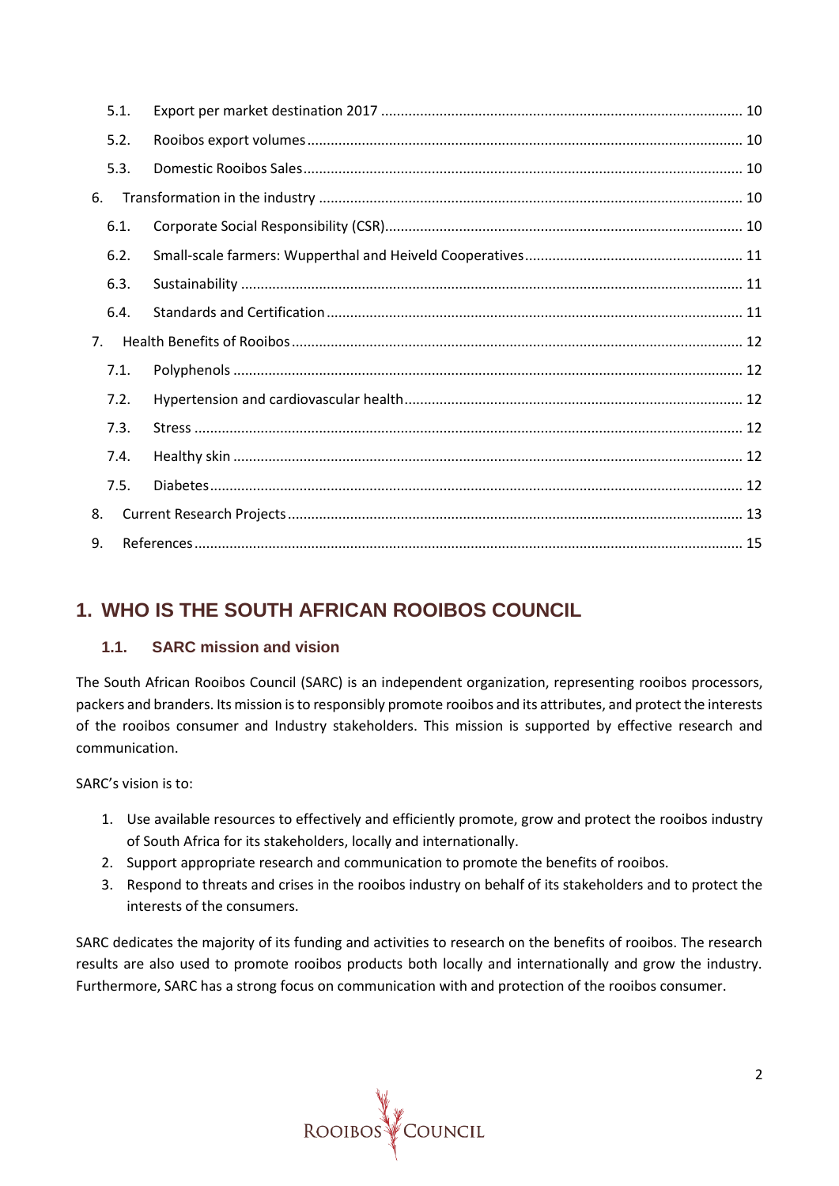| | | |
|---|---|---|
| 5.1. | Export per market destination 2017 | 10 |
| 5.2. | Rooibos export volumes | 10 |
| 5.3. | Domestic Rooibos Sales | 10 |
| 6. | Transformation in the industry | 10 |
| 6.1. | Corporate Social Responsibility (CSR) | 10 |
| 6.2. | Small-scale farmers: Wupperthal and Heiveld Cooperatives | 11 |
| 6.3. | Sustainability | 11 |
| 6.4. | Standards and Certification | 11 |
| 7. | Health Benefits of Rooibos | 12 |
| 7.1. | Polyphenols | 12 |
| 7.2. | Hypertension and cardiovascular health | 12 |
| 7.3. | Stress | 12 |
| 7.4. | Healthy skin | 12 |
| 7.5. | Diabetes | 12 |
| 8. | Current Research Projects | 13 |
| 9. | References | 15 |

# 1. WHO IS THE SOUTH AFRICAN ROOIBOS COUNCIL

## 1.1. SARC mission and vision

The South African Rooibos Council (SARC) is an independent organization, representing rooibos processors, packers and branders. Its mission is to responsibly promote rooibos and its attributes, and protect the interests of the rooibos consumer and Industry stakeholders. This mission is supported by effective research and communication.

SARC's vision is to:

1. Use available resources to effectively and efficiently promote, grow and protect the rooibos industry of South Africa for its stakeholders, locally and internationally.
2. Support appropriate research and communication to promote the benefits of rooibos.
3. Respond to threats and crises in the rooibos industry on behalf of its stakeholders and to protect the interests of the consumers.

SARC dedicates the majority of its funding and activities to research on the benefits of rooibos. The research results are also used to promote rooibos products both locally and internationally and grow the industry. Furthermore, SARC has a strong focus on communication with and protection of the rooibos consumer.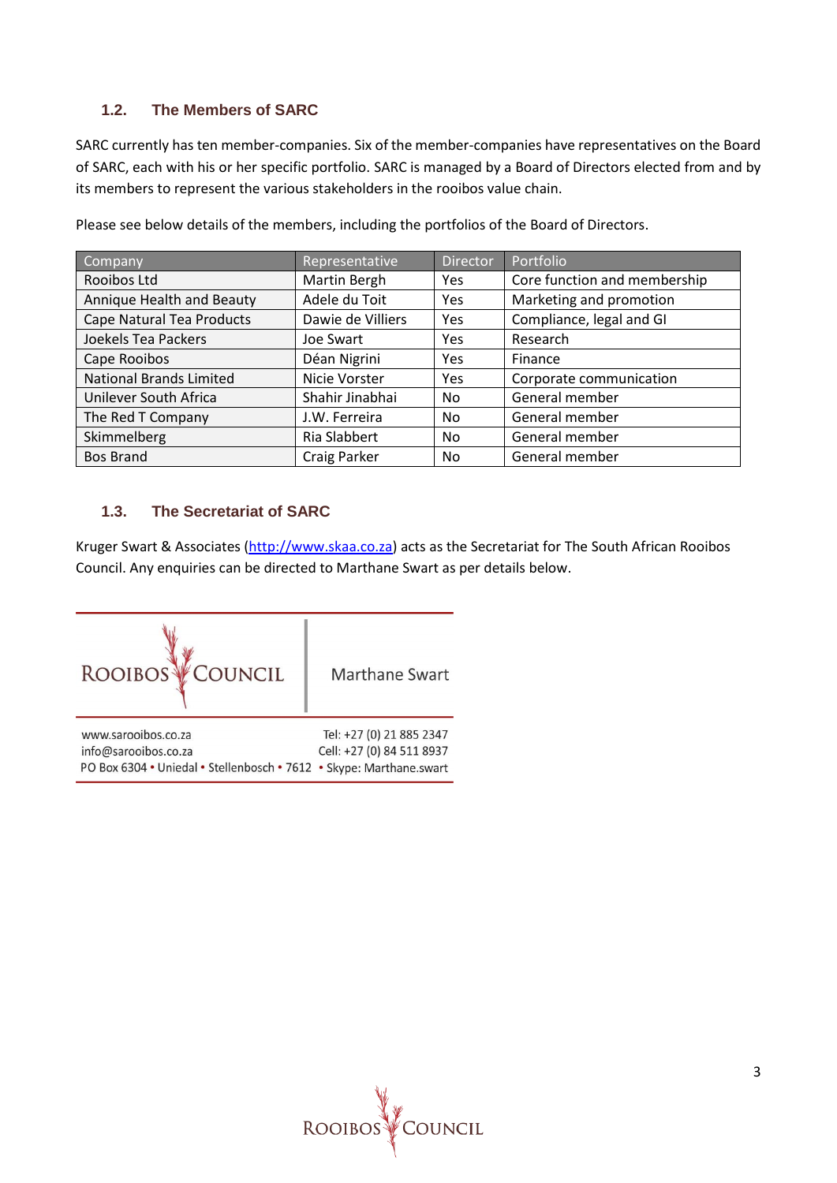## 1.2. The Members of SARC

SARC currently has ten member-companies. Six of the member-companies have representatives on the Board of SARC, each with his or her specific portfolio. SARC is managed by a Board of Directors elected from and by its members to represent the various stakeholders in the rooibos value chain.

Please see below details of the members, including the portfolios of the Board of Directors.

| Company | Representative | Director | Portfolio |
|---|---|---|---|
| Rooibos Ltd | Martin Bergh | Yes | Core function and membership |
| Annique Health and Beauty | Adele du Toit | Yes | Marketing and promotion |
| Cape Natural Tea Products | Dawie de Villiers | Yes | Compliance, legal and GI |
| Joekels Tea Packers | Joe Swart | Yes | Research |
| Cape Rooibos | Déan Nigrini | Yes | Finance |
| National Brands Limited | Nicie Vorster | Yes | Corporate communication |
| Unilever South Africa | Shahir Jinabhai | No | General member |
| The Red T Company | J.W. Ferreira | No | General member |
| Skimmelberg | Ria Slabbert | No | General member |
| Bos Brand | Craig Parker | No | General member |

## 1.3. The Secretariat of SARC

Kruger Swart & Associates (http://www.skaa.co.za) acts as the Secretariat for The South African Rooibos Council. Any enquiries can be directed to Marthane Swart as per details below.

ROOIBOS COUNCIL

Marthane Swart

www.sarooibos.co.za
info@sarooibos.co.za
PO Box 6304 • Uniedal • Stellenbosch • 7612 • Skype: Marthane.swart

Tel: +27 (0) 21 885 2347
Cell: +27 (0) 84 511 8937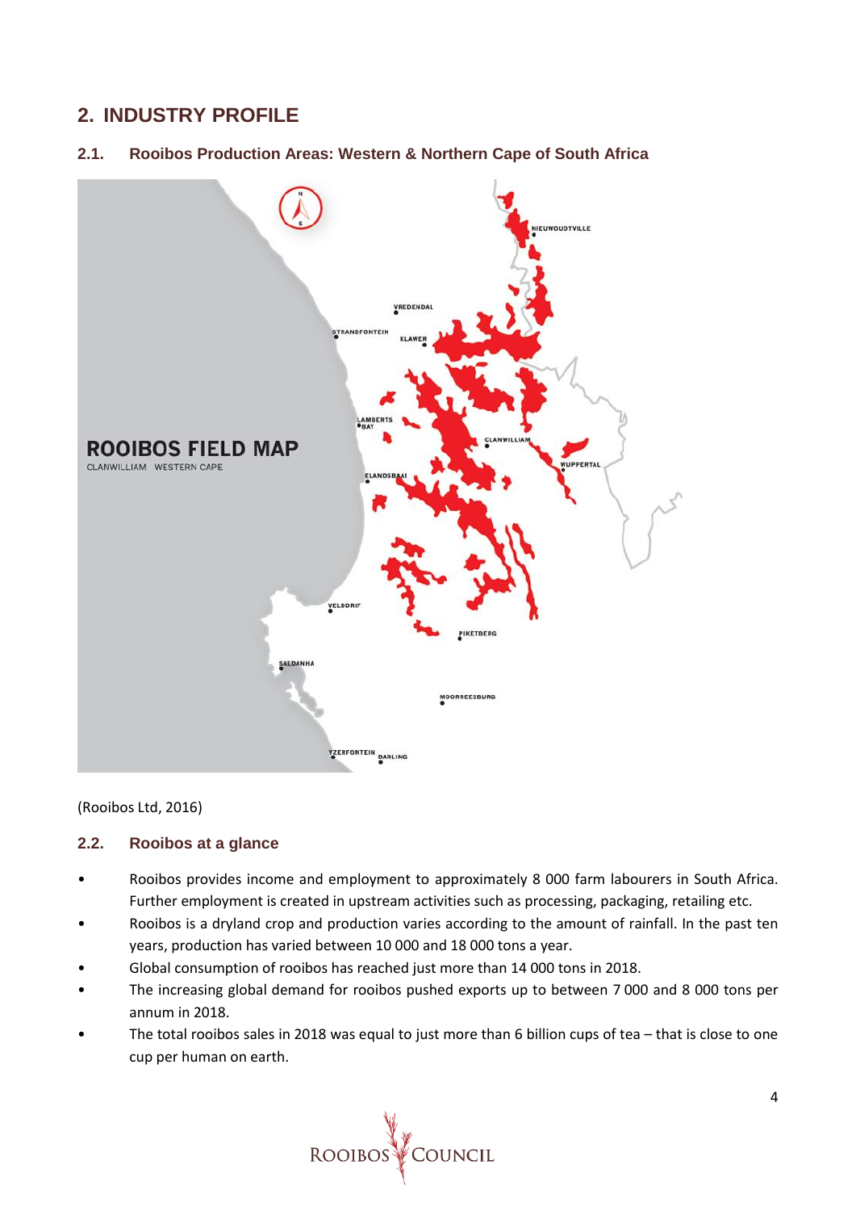## 2. INDUSTRY PROFILE

### 2.1. Rooibos Production Areas: Western & Northern Cape of South Africa

(Rooibos Ltd, 2016)

### 2.2. Rooibos at a glance

- Rooibos provides income and employment to approximately 8 000 farm labourers in South Africa. Further employment is created in upstream activities such as processing, packaging, retailing etc.
- Rooibos is a dryland crop and production varies according to the amount of rainfall. In the past ten years, production has varied between 10 000 and 18 000 tons a year.
- Global consumption of rooibos has reached just more than 14 000 tons in 2018.
- The increasing global demand for rooibos pushed exports up to between 7 000 and 8 000 tons per annum in 2018.
- The total rooibos sales in 2018 was equal to just more than 6 billion cups of tea – that is close to one cup per human on earth.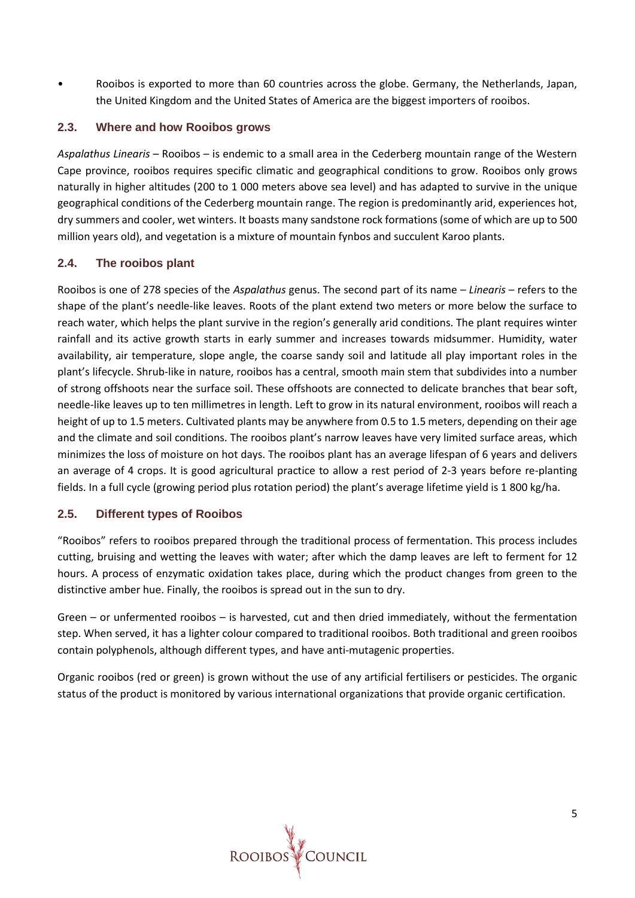- Rooibos is exported to more than 60 countries across the globe. Germany, the Netherlands, Japan, the United Kingdom and the United States of America are the biggest importers of rooibos.

### 2.3. Where and how Rooibos grows

*Aspalathus Linearis* – Rooibos – is endemic to a small area in the Cederberg mountain range of the Western Cape province, rooibos requires specific climatic and geographical conditions to grow. Rooibos only grows naturally in higher altitudes (200 to 1 000 meters above sea level) and has adapted to survive in the unique geographical conditions of the Cederberg mountain range. The region is predominantly arid, experiences hot, dry summers and cooler, wet winters. It boasts many sandstone rock formations (some of which are up to 500 million years old), and vegetation is a mixture of mountain fynbos and succulent Karoo plants.

### 2.4. The rooibos plant

Rooibos is one of 278 species of the *Aspalathus* genus. The second part of its name – *Linearis* – refers to the shape of the plant's needle-like leaves. Roots of the plant extend two meters or more below the surface to reach water, which helps the plant survive in the region's generally arid conditions. The plant requires winter rainfall and its active growth starts in early summer and increases towards midsummer. Humidity, water availability, air temperature, slope angle, the coarse sandy soil and latitude all play important roles in the plant's lifecycle. Shrub-like in nature, rooibos has a central, smooth main stem that subdivides into a number of strong offshoots near the surface soil. These offshoots are connected to delicate branches that bear soft, needle-like leaves up to ten millimetres in length. Left to grow in its natural environment, rooibos will reach a height of up to 1.5 meters. Cultivated plants may be anywhere from 0.5 to 1.5 meters, depending on their age and the climate and soil conditions. The rooibos plant's narrow leaves have very limited surface areas, which minimizes the loss of moisture on hot days. The rooibos plant has an average lifespan of 6 years and delivers an average of 4 crops. It is good agricultural practice to allow a rest period of 2-3 years before re-planting fields. In a full cycle (growing period plus rotation period) the plant's average lifetime yield is 1 800 kg/ha.

### 2.5. Different types of Rooibos

"Rooibos" refers to rooibos prepared through the traditional process of fermentation. This process includes cutting, bruising and wetting the leaves with water; after which the damp leaves are left to ferment for 12 hours. A process of enzymatic oxidation takes place, during which the product changes from green to the distinctive amber hue. Finally, the rooibos is spread out in the sun to dry.

Green – or unfermented rooibos – is harvested, cut and then dried immediately, without the fermentation step. When served, it has a lighter colour compared to traditional rooibos. Both traditional and green rooibos contain polyphenols, although different types, and have anti-mutagenic properties.

Organic rooibos (red or green) is grown without the use of any artificial fertilisers or pesticides. The organic status of the product is monitored by various international organizations that provide organic certification.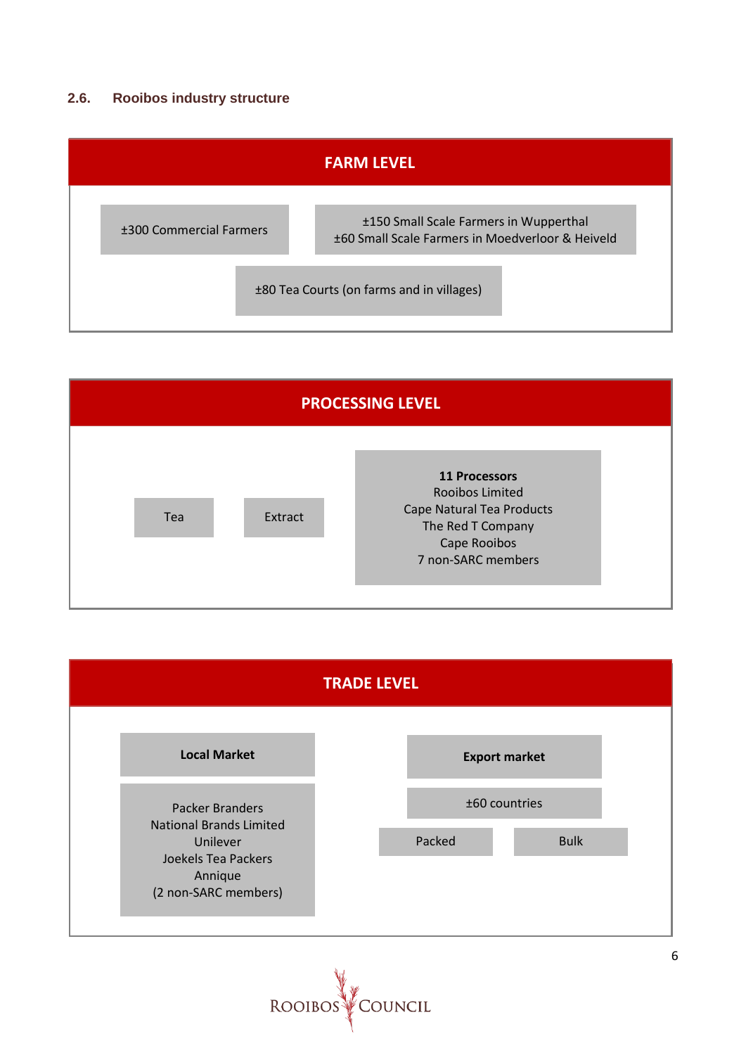## 2.6. Rooibos industry structure

### FARM LEVEL

- ±300 Commercial Farmers
- ±150 Small Scale Farmers in Wupperthal
  ±60 Small Scale Farmers in Moedverloor & Heiveld
- ±80 Tea Courts (on farms and in villages)

### PROCESSING LEVEL

- Tea
- Extract
- **11 Processors**
  Rooibos Limited
  Cape Natural Tea Products
  The Red T Company
  Cape Rooibos
  7 non-SARC members

### TRADE LEVEL

**Local Market**

Packer Branders
National Brands Limited
Unilever
Joekels Tea Packers
Annique
(2 non-SARC members)

**Export market**

±60 countries

- Packed
- Bulk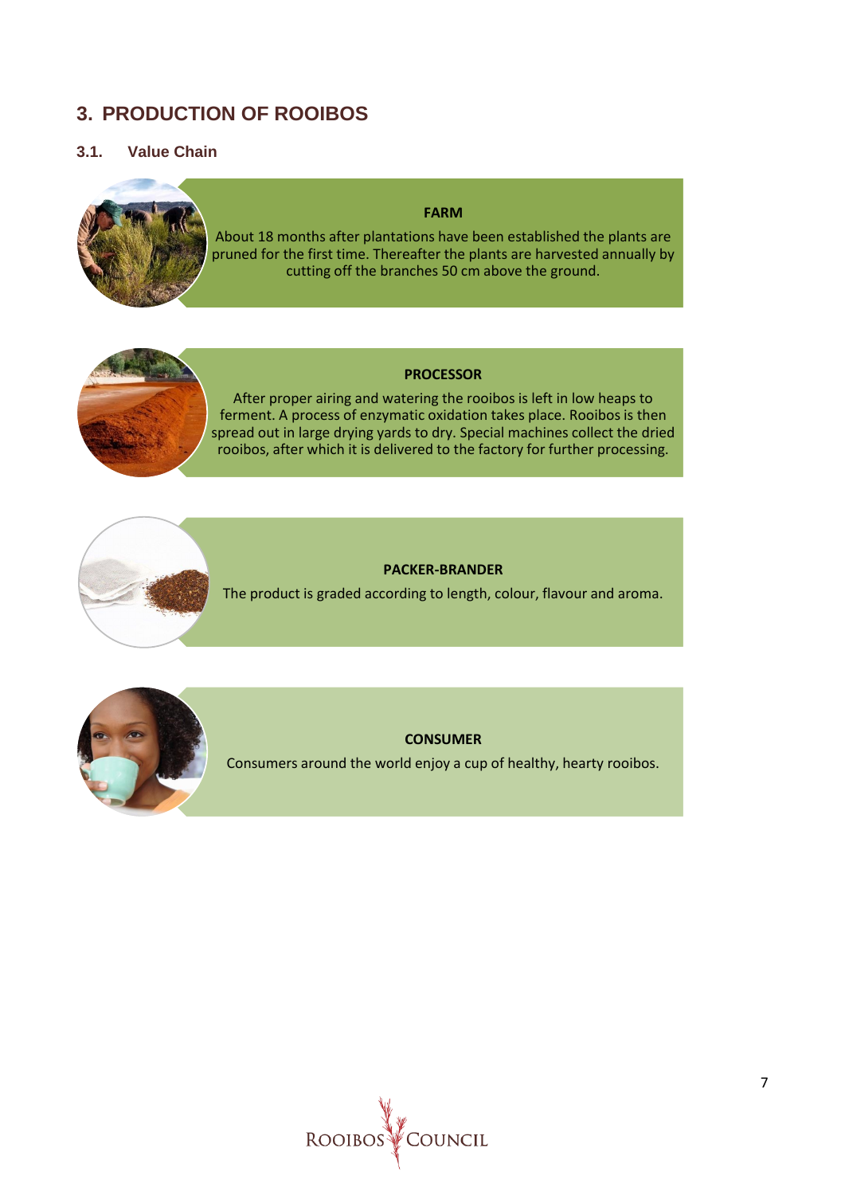# 3. PRODUCTION OF ROOIBOS

## 3.1. Value Chain

**FARM**

About 18 months after plantations have been established the plants are pruned for the first time. Thereafter the plants are harvested annually by cutting off the branches 50 cm above the ground.

**PROCESSOR**

After proper airing and watering the rooibos is left in low heaps to ferment. A process of enzymatic oxidation takes place. Rooibos is then spread out in large drying yards to dry. Special machines collect the dried rooibos, after which it is delivered to the factory for further processing.

**PACKER-BRANDER**

The product is graded according to length, colour, flavour and aroma.

**CONSUMER**

Consumers around the world enjoy a cup of healthy, hearty rooibos.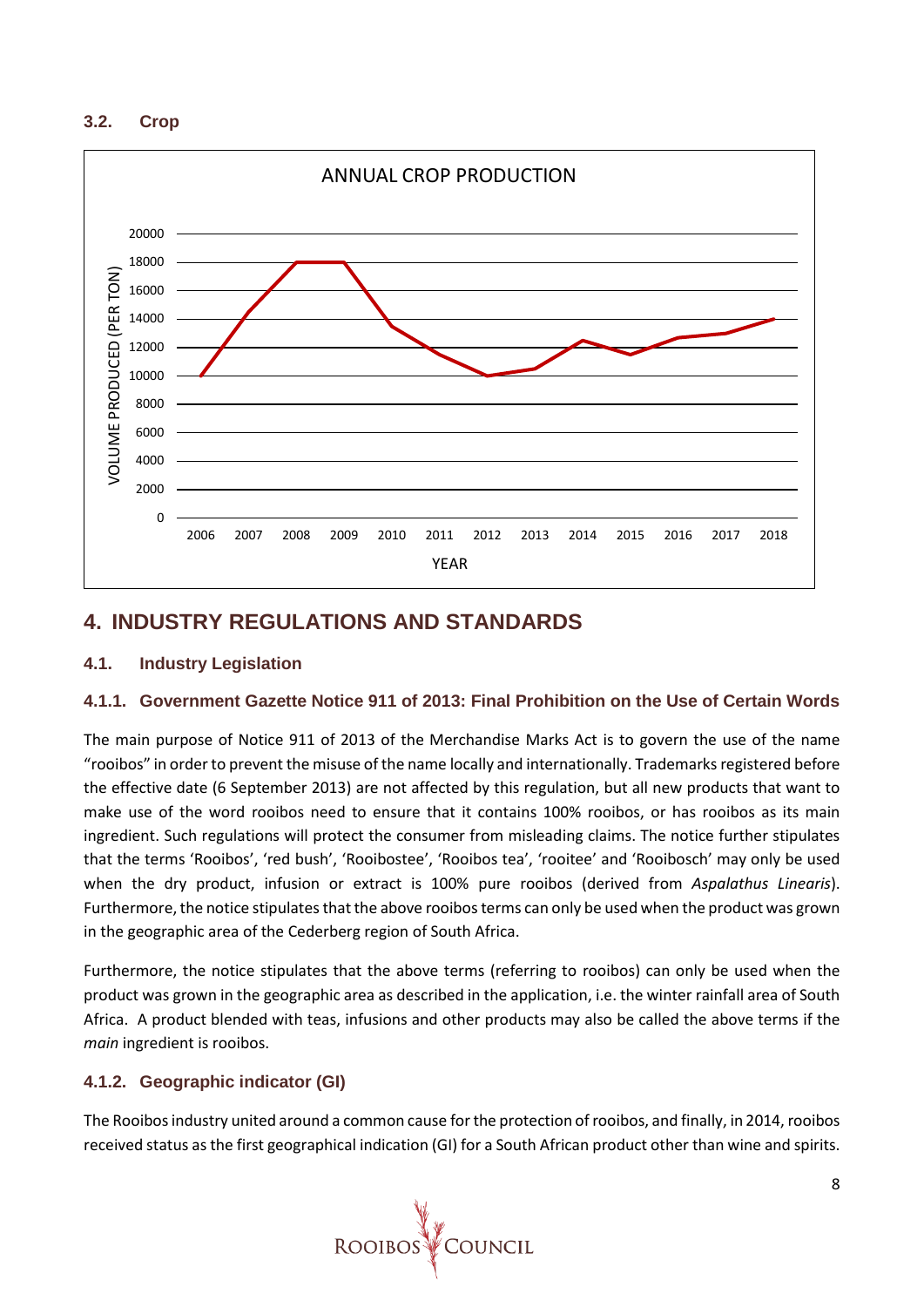### 3.2. Crop

## 4. INDUSTRY REGULATIONS AND STANDARDS

### 4.1. Industry Legislation

#### 4.1.1. Government Gazette Notice 911 of 2013: Final Prohibition on the Use of Certain Words

The main purpose of Notice 911 of 2013 of the Merchandise Marks Act is to govern the use of the name "rooibos" in order to prevent the misuse of the name locally and internationally. Trademarks registered before the effective date (6 September 2013) are not affected by this regulation, but all new products that want to make use of the word rooibos need to ensure that it contains 100% rooibos, or has rooibos as its main ingredient. Such regulations will protect the consumer from misleading claims. The notice further stipulates that the terms 'Rooibos', 'red bush', 'Rooibostee', 'Rooibos tea', 'rooitee' and 'Rooibosch' may only be used when the dry product, infusion or extract is 100% pure rooibos (derived from *Aspalathus Linearis*). Furthermore, the notice stipulates that the above rooibos terms can only be used when the product was grown in the geographic area of the Cederberg region of South Africa.

Furthermore, the notice stipulates that the above terms (referring to rooibos) can only be used when the product was grown in the geographic area as described in the application, i.e. the winter rainfall area of South Africa. A product blended with teas, infusions and other products may also be called the above terms if the *main* ingredient is rooibos.

#### 4.1.2. Geographic indicator (GI)

The Rooibos industry united around a common cause for the protection of rooibos, and finally, in 2014, rooibos received status as the first geographical indication (GI) for a South African product other than wine and spirits.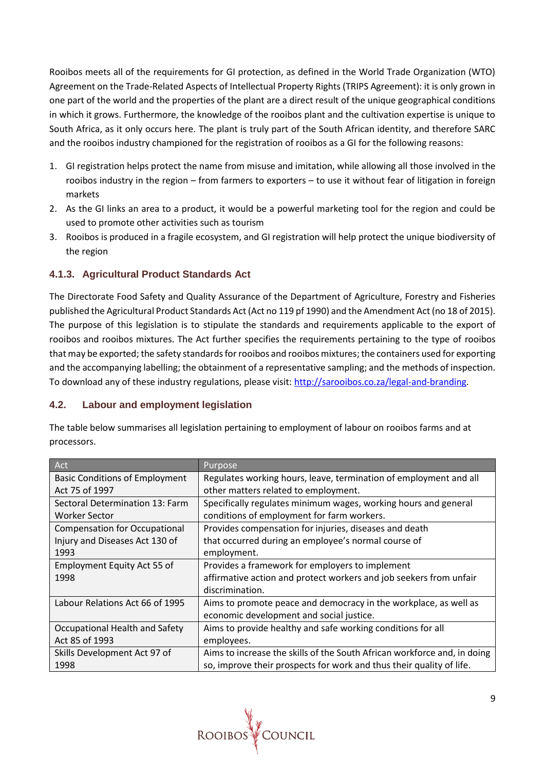Rooibos meets all of the requirements for GI protection, as defined in the World Trade Organization (WTO) Agreement on the Trade-Related Aspects of Intellectual Property Rights (TRIPS Agreement): it is only grown in one part of the world and the properties of the plant are a direct result of the unique geographical conditions in which it grows. Furthermore, the knowledge of the rooibos plant and the cultivation expertise is unique to South Africa, as it only occurs here. The plant is truly part of the South African identity, and therefore SARC and the rooibos industry championed for the registration of rooibos as a GI for the following reasons:

1. GI registration helps protect the name from misuse and imitation, while allowing all those involved in the rooibos industry in the region – from farmers to exporters – to use it without fear of litigation in foreign markets
2. As the GI links an area to a product, it would be a powerful marketing tool for the region and could be used to promote other activities such as tourism
3. Rooibos is produced in a fragile ecosystem, and GI registration will help protect the unique biodiversity of the region

### 4.1.3. Agricultural Product Standards Act

The Directorate Food Safety and Quality Assurance of the Department of Agriculture, Forestry and Fisheries published the Agricultural Product Standards Act (Act no 119 pf 1990) and the Amendment Act (no 18 of 2015). The purpose of this legislation is to stipulate the standards and requirements applicable to the export of rooibos and rooibos mixtures. The Act further specifies the requirements pertaining to the type of rooibos that may be exported; the safety standards for rooibos and rooibos mixtures; the containers used for exporting and the accompanying labelling; the obtainment of a representative sampling; and the methods of inspection. To download any of these industry regulations, please visit: [http://sarooibos.co.za/legal-and-branding](http://sarooibos.co.za/legal-and-branding).

## 4.2. Labour and employment legislation

The table below summarises all legislation pertaining to employment of labour on rooibos farms and at processors.

| Act | Purpose |
|---|---|
| Basic Conditions of Employment Act 75 of 1997 | Regulates working hours, leave, termination of employment and all other matters related to employment. |
| Sectoral Determination 13: Farm Worker Sector | Specifically regulates minimum wages, working hours and general conditions of employment for farm workers. |
| Compensation for Occupational Injury and Diseases Act 130 of 1993 | Provides compensation for injuries, diseases and death that occurred during an employee's normal course of employment. |
| Employment Equity Act 55 of 1998 | Provides a framework for employers to implement affirmative action and protect workers and job seekers from unfair discrimination. |
| Labour Relations Act 66 of 1995 | Aims to promote peace and democracy in the workplace, as well as economic development and social justice. |
| Occupational Health and Safety Act 85 of 1993 | Aims to provide healthy and safe working conditions for all employees. |
| Skills Development Act 97 of 1998 | Aims to increase the skills of the South African workforce and, in doing so, improve their prospects for work and thus their quality of life. |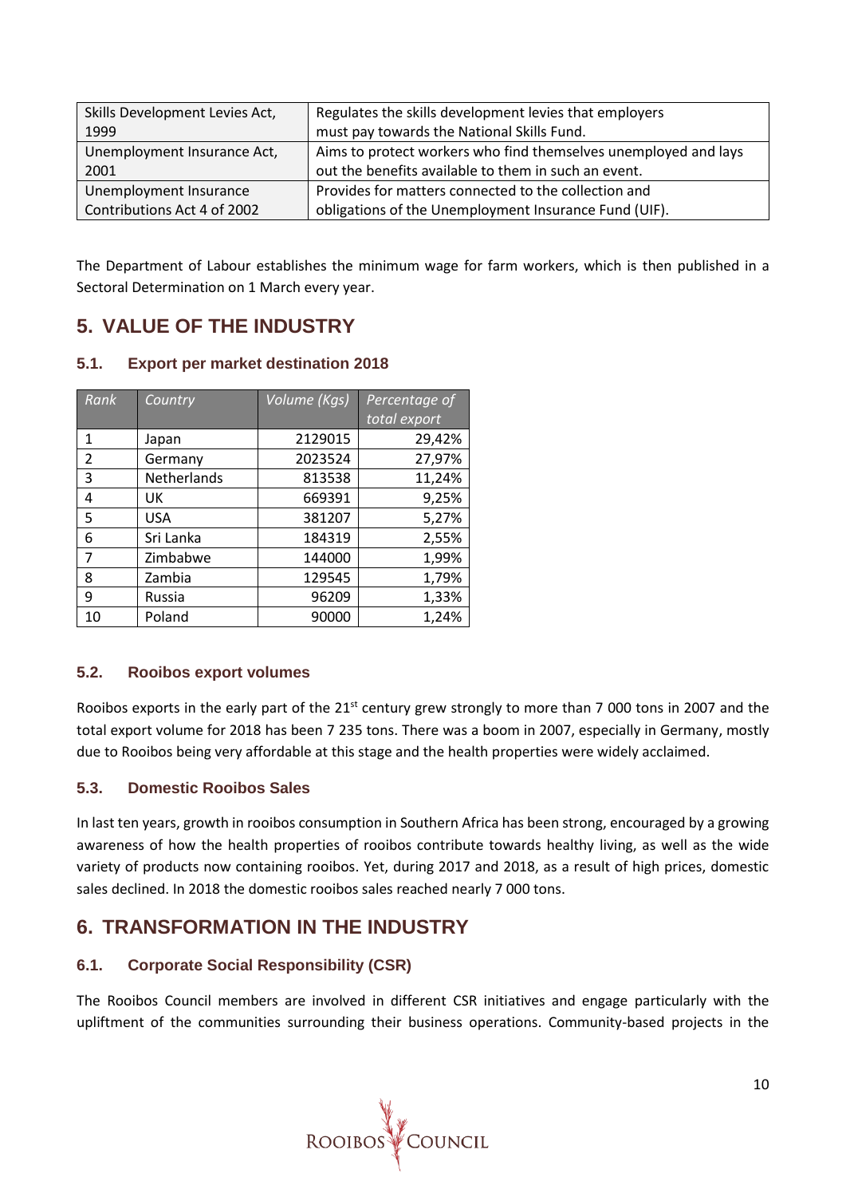| Skills Development Levies Act, 1999 | Regulates the skills development levies that employers must pay towards the National Skills Fund. |
|---|---|
| Unemployment Insurance Act, 2001 | Aims to protect workers who find themselves unemployed and lays out the benefits available to them in such an event. |
| Unemployment Insurance Contributions Act 4 of 2002 | Provides for matters connected to the collection and obligations of the Unemployment Insurance Fund (UIF). |

The Department of Labour establishes the minimum wage for farm workers, which is then published in a Sectoral Determination on 1 March every year.

# 5. VALUE OF THE INDUSTRY

## 5.1. Export per market destination 2018

| *Rank* | *Country* | *Volume (Kgs)* | *Percentage of total export* |
|---|---|---|---|
| 1 | Japan | 2129015 | 29,42% |
| 2 | Germany | 2023524 | 27,97% |
| 3 | Netherlands | 813538 | 11,24% |
| 4 | UK | 669391 | 9,25% |
| 5 | USA | 381207 | 5,27% |
| 6 | Sri Lanka | 184319 | 2,55% |
| 7 | Zimbabwe | 144000 | 1,99% |
| 8 | Zambia | 129545 | 1,79% |
| 9 | Russia | 96209 | 1,33% |
| 10 | Poland | 90000 | 1,24% |

## 5.2. Rooibos export volumes

Rooibos exports in the early part of the 21st century grew strongly to more than 7 000 tons in 2007 and the total export volume for 2018 has been 7 235 tons. There was a boom in 2007, especially in Germany, mostly due to Rooibos being very affordable at this stage and the health properties were widely acclaimed.

## 5.3. Domestic Rooibos Sales

In last ten years, growth in rooibos consumption in Southern Africa has been strong, encouraged by a growing awareness of how the health properties of rooibos contribute towards healthy living, as well as the wide variety of products now containing rooibos. Yet, during 2017 and 2018, as a result of high prices, domestic sales declined. In 2018 the domestic rooibos sales reached nearly 7 000 tons.

# 6. TRANSFORMATION IN THE INDUSTRY

## 6.1. Corporate Social Responsibility (CSR)

The Rooibos Council members are involved in different CSR initiatives and engage particularly with the upliftment of the communities surrounding their business operations. Community-based projects in the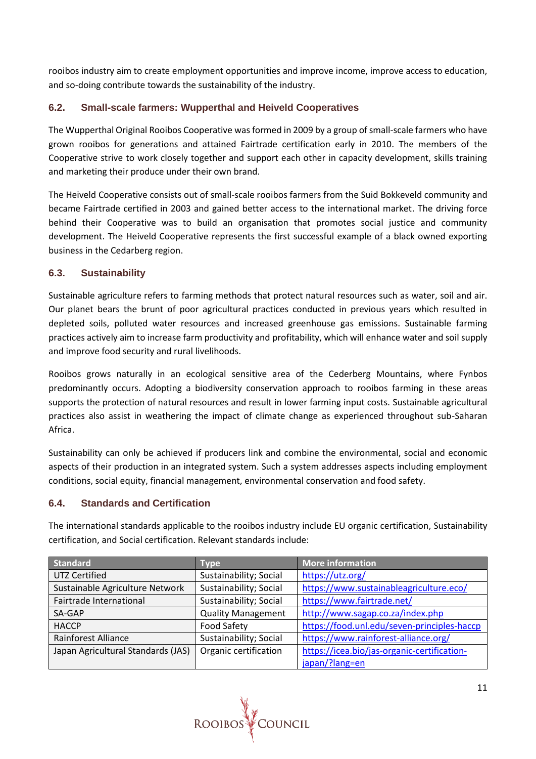rooibos industry aim to create employment opportunities and improve income, improve access to education, and so-doing contribute towards the sustainability of the industry.

### 6.2. Small-scale farmers: Wupperthal and Heiveld Cooperatives

The Wupperthal Original Rooibos Cooperative was formed in 2009 by a group of small-scale farmers who have grown rooibos for generations and attained Fairtrade certification early in 2010. The members of the Cooperative strive to work closely together and support each other in capacity development, skills training and marketing their produce under their own brand.

The Heiveld Cooperative consists out of small-scale rooibos farmers from the Suid Bokkeveld community and became Fairtrade certified in 2003 and gained better access to the international market. The driving force behind their Cooperative was to build an organisation that promotes social justice and community development. The Heiveld Cooperative represents the first successful example of a black owned exporting business in the Cedarberg region.

### 6.3. Sustainability

Sustainable agriculture refers to farming methods that protect natural resources such as water, soil and air. Our planet bears the brunt of poor agricultural practices conducted in previous years which resulted in depleted soils, polluted water resources and increased greenhouse gas emissions. Sustainable farming practices actively aim to increase farm productivity and profitability, which will enhance water and soil supply and improve food security and rural livelihoods.

Rooibos grows naturally in an ecological sensitive area of the Cederberg Mountains, where Fynbos predominantly occurs. Adopting a biodiversity conservation approach to rooibos farming in these areas supports the protection of natural resources and result in lower farming input costs. Sustainable agricultural practices also assist in weathering the impact of climate change as experienced throughout sub-Saharan Africa.

Sustainability can only be achieved if producers link and combine the environmental, social and economic aspects of their production in an integrated system. Such a system addresses aspects including employment conditions, social equity, financial management, environmental conservation and food safety.

### 6.4. Standards and Certification

The international standards applicable to the rooibos industry include EU organic certification, Sustainability certification, and Social certification. Relevant standards include:

| Standard | Type | More information |
|---|---|---|
| UTZ Certified | Sustainability; Social | https://utz.org/ |
| Sustainable Agriculture Network | Sustainability; Social | https://www.sustainableagriculture.eco/ |
| Fairtrade International | Sustainability; Social | https://www.fairtrade.net/ |
| SA-GAP | Quality Management | http://www.sagap.co.za/index.php |
| HACCP | Food Safety | https://food.unl.edu/seven-principles-haccp |
| Rainforest Alliance | Sustainability; Social | https://www.rainforest-alliance.org/ |
| Japan Agricultural Standards (JAS) | Organic certification | https://icea.bio/jas-organic-certification-japan/?lang=en |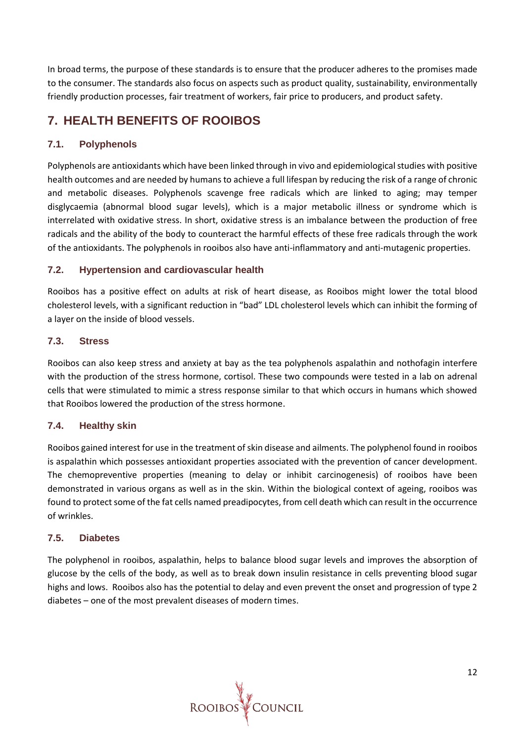In broad terms, the purpose of these standards is to ensure that the producer adheres to the promises made to the consumer. The standards also focus on aspects such as product quality, sustainability, environmentally friendly production processes, fair treatment of workers, fair price to producers, and product safety.

## 7. HEALTH BENEFITS OF ROOIBOS

### 7.1. Polyphenols

Polyphenols are antioxidants which have been linked through in vivo and epidemiological studies with positive health outcomes and are needed by humans to achieve a full lifespan by reducing the risk of a range of chronic and metabolic diseases. Polyphenols scavenge free radicals which are linked to aging; may temper disglycaemia (abnormal blood sugar levels), which is a major metabolic illness or syndrome which is interrelated with oxidative stress. In short, oxidative stress is an imbalance between the production of free radicals and the ability of the body to counteract the harmful effects of these free radicals through the work of the antioxidants. The polyphenols in rooibos also have anti-inflammatory and anti-mutagenic properties.

### 7.2. Hypertension and cardiovascular health

Rooibos has a positive effect on adults at risk of heart disease, as Rooibos might lower the total blood cholesterol levels, with a significant reduction in "bad" LDL cholesterol levels which can inhibit the forming of a layer on the inside of blood vessels.

### 7.3. Stress

Rooibos can also keep stress and anxiety at bay as the tea polyphenols aspalathin and nothofagin interfere with the production of the stress hormone, cortisol. These two compounds were tested in a lab on adrenal cells that were stimulated to mimic a stress response similar to that which occurs in humans which showed that Rooibos lowered the production of the stress hormone.

### 7.4. Healthy skin

Rooibos gained interest for use in the treatment of skin disease and ailments. The polyphenol found in rooibos is aspalathin which possesses antioxidant properties associated with the prevention of cancer development. The chemopreventive properties (meaning to delay or inhibit carcinogenesis) of rooibos have been demonstrated in various organs as well as in the skin. Within the biological context of ageing, rooibos was found to protect some of the fat cells named preadipocytes, from cell death which can result in the occurrence of wrinkles.

### 7.5. Diabetes

The polyphenol in rooibos, aspalathin, helps to balance blood sugar levels and improves the absorption of glucose by the cells of the body, as well as to break down insulin resistance in cells preventing blood sugar highs and lows. Rooibos also has the potential to delay and even prevent the onset and progression of type 2 diabetes – one of the most prevalent diseases of modern times.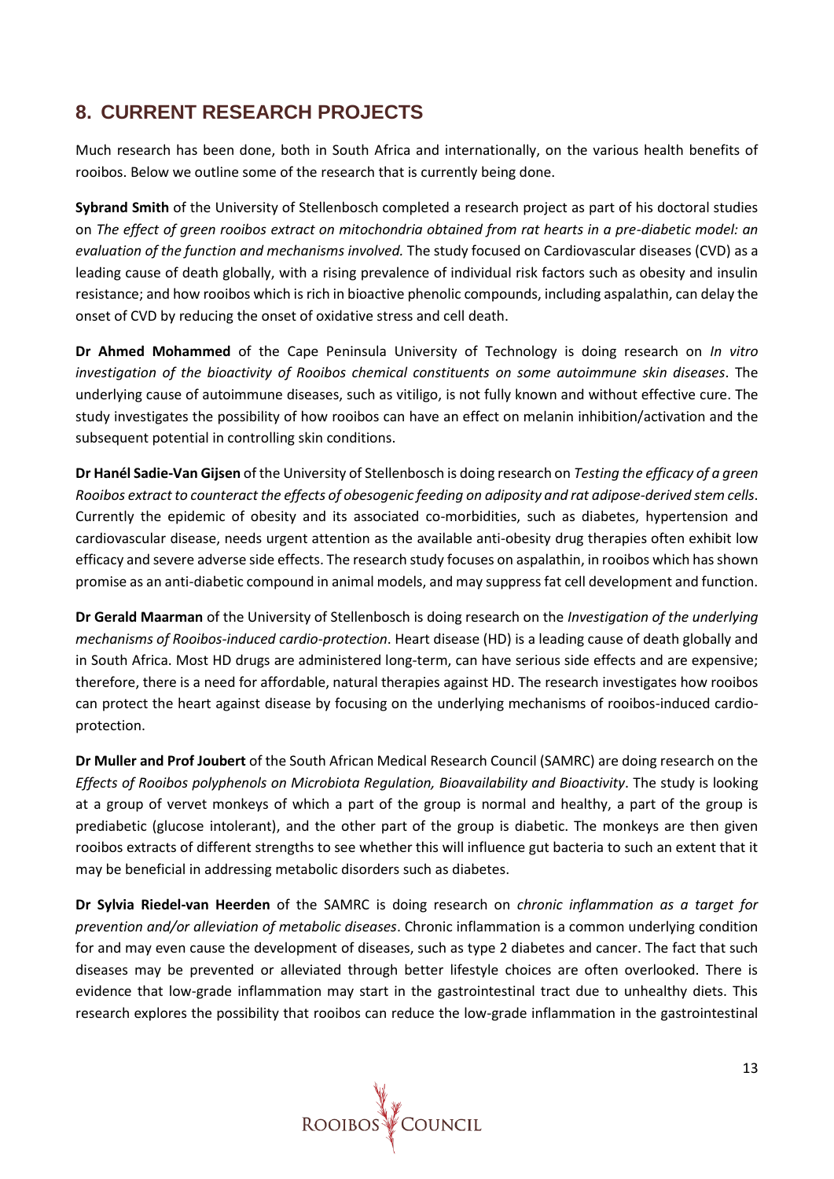## 8. CURRENT RESEARCH PROJECTS

Much research has been done, both in South Africa and internationally, on the various health benefits of rooibos. Below we outline some of the research that is currently being done.

**Sybrand Smith** of the University of Stellenbosch completed a research project as part of his doctoral studies on *The effect of green rooibos extract on mitochondria obtained from rat hearts in a pre-diabetic model: an evaluation of the function and mechanisms involved.* The study focused on Cardiovascular diseases (CVD) as a leading cause of death globally, with a rising prevalence of individual risk factors such as obesity and insulin resistance; and how rooibos which is rich in bioactive phenolic compounds, including aspalathin, can delay the onset of CVD by reducing the onset of oxidative stress and cell death.

**Dr Ahmed Mohammed** of the Cape Peninsula University of Technology is doing research on *In vitro investigation of the bioactivity of Rooibos chemical constituents on some autoimmune skin diseases*. The underlying cause of autoimmune diseases, such as vitiligo, is not fully known and without effective cure. The study investigates the possibility of how rooibos can have an effect on melanin inhibition/activation and the subsequent potential in controlling skin conditions.

**Dr Hanél Sadie-Van Gijsen** of the University of Stellenbosch is doing research on *Testing the efficacy of a green Rooibos extract to counteract the effects of obesogenic feeding on adiposity and rat adipose-derived stem cells*. Currently the epidemic of obesity and its associated co-morbidities, such as diabetes, hypertension and cardiovascular disease, needs urgent attention as the available anti-obesity drug therapies often exhibit low efficacy and severe adverse side effects. The research study focuses on aspalathin, in rooibos which has shown promise as an anti-diabetic compound in animal models, and may suppress fat cell development and function.

**Dr Gerald Maarman** of the University of Stellenbosch is doing research on the *Investigation of the underlying mechanisms of Rooibos-induced cardio-protection*. Heart disease (HD) is a leading cause of death globally and in South Africa. Most HD drugs are administered long-term, can have serious side effects and are expensive; therefore, there is a need for affordable, natural therapies against HD. The research investigates how rooibos can protect the heart against disease by focusing on the underlying mechanisms of rooibos-induced cardio-protection.

**Dr Muller and Prof Joubert** of the South African Medical Research Council (SAMRC) are doing research on the *Effects of Rooibos polyphenols on Microbiota Regulation, Bioavailability and Bioactivity*. The study is looking at a group of vervet monkeys of which a part of the group is normal and healthy, a part of the group is prediabetic (glucose intolerant), and the other part of the group is diabetic. The monkeys are then given rooibos extracts of different strengths to see whether this will influence gut bacteria to such an extent that it may be beneficial in addressing metabolic disorders such as diabetes.

**Dr Sylvia Riedel-van Heerden** of the SAMRC is doing research on *chronic inflammation as a target for prevention and/or alleviation of metabolic diseases*. Chronic inflammation is a common underlying condition for and may even cause the development of diseases, such as type 2 diabetes and cancer. The fact that such diseases may be prevented or alleviated through better lifestyle choices are often overlooked. There is evidence that low-grade inflammation may start in the gastrointestinal tract due to unhealthy diets. This research explores the possibility that rooibos can reduce the low-grade inflammation in the gastrointestinal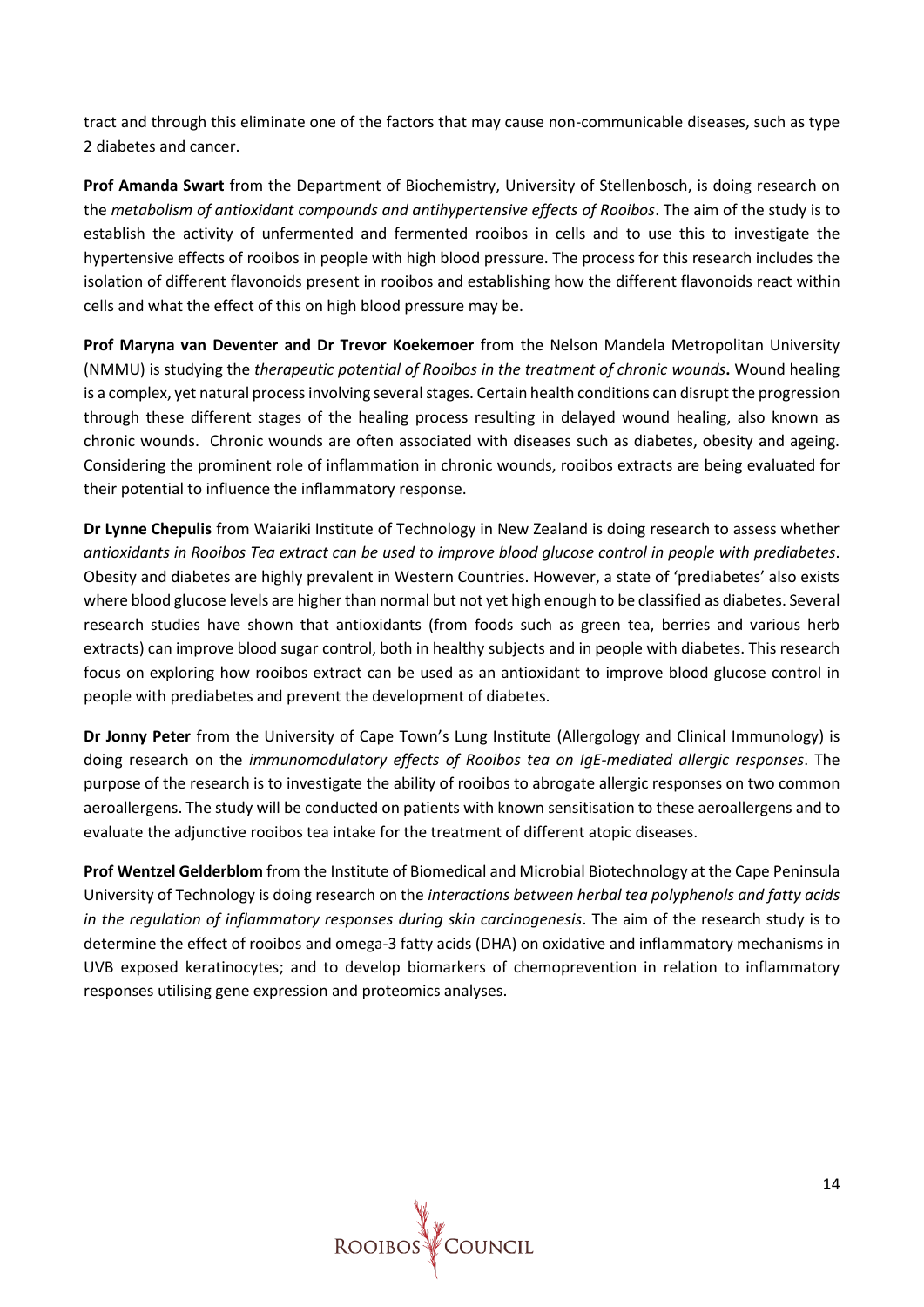tract and through this eliminate one of the factors that may cause non-communicable diseases, such as type 2 diabetes and cancer.

**Prof Amanda Swart** from the Department of Biochemistry, University of Stellenbosch, is doing research on the *metabolism of antioxidant compounds and antihypertensive effects of Rooibos*. The aim of the study is to establish the activity of unfermented and fermented rooibos in cells and to use this to investigate the hypertensive effects of rooibos in people with high blood pressure. The process for this research includes the isolation of different flavonoids present in rooibos and establishing how the different flavonoids react within cells and what the effect of this on high blood pressure may be.

**Prof Maryna van Deventer and Dr Trevor Koekemoer** from the Nelson Mandela Metropolitan University (NMMU) is studying the *therapeutic potential of Rooibos in the treatment of chronic wounds***.** Wound healing is a complex, yet natural process involving several stages. Certain health conditions can disrupt the progression through these different stages of the healing process resulting in delayed wound healing, also known as chronic wounds. Chronic wounds are often associated with diseases such as diabetes, obesity and ageing. Considering the prominent role of inflammation in chronic wounds, rooibos extracts are being evaluated for their potential to influence the inflammatory response.

**Dr Lynne Chepulis** from Waiariki Institute of Technology in New Zealand is doing research to assess whether *antioxidants in Rooibos Tea extract can be used to improve blood glucose control in people with prediabetes*. Obesity and diabetes are highly prevalent in Western Countries. However, a state of 'prediabetes' also exists where blood glucose levels are higher than normal but not yet high enough to be classified as diabetes. Several research studies have shown that antioxidants (from foods such as green tea, berries and various herb extracts) can improve blood sugar control, both in healthy subjects and in people with diabetes. This research focus on exploring how rooibos extract can be used as an antioxidant to improve blood glucose control in people with prediabetes and prevent the development of diabetes.

**Dr Jonny Peter** from the University of Cape Town's Lung Institute (Allergology and Clinical Immunology) is doing research on the *immunomodulatory effects of Rooibos tea on IgE-mediated allergic responses*. The purpose of the research is to investigate the ability of rooibos to abrogate allergic responses on two common aeroallergens. The study will be conducted on patients with known sensitisation to these aeroallergens and to evaluate the adjunctive rooibos tea intake for the treatment of different atopic diseases.

**Prof Wentzel Gelderblom** from the Institute of Biomedical and Microbial Biotechnology at the Cape Peninsula University of Technology is doing research on the *interactions between herbal tea polyphenols and fatty acids in the regulation of inflammatory responses during skin carcinogenesis*. The aim of the research study is to determine the effect of rooibos and omega-3 fatty acids (DHA) on oxidative and inflammatory mechanisms in UVB exposed keratinocytes; and to develop biomarkers of chemoprevention in relation to inflammatory responses utilising gene expression and proteomics analyses.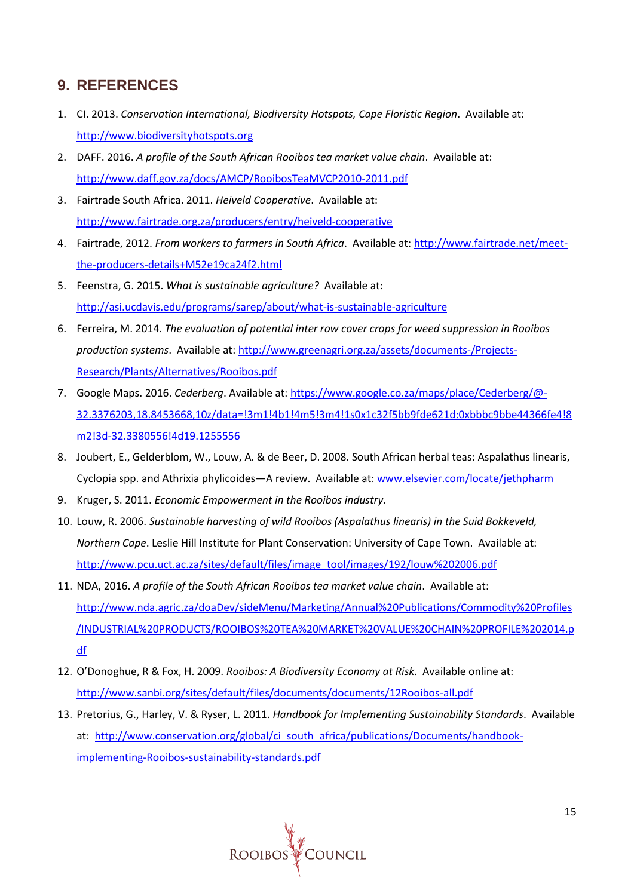## 9. REFERENCES

1. CI. 2013. *Conservation International, Biodiversity Hotspots, Cape Floristic Region*. Available at: http://www.biodiversityhotspots.org
2. DAFF. 2016. *A profile of the South African Rooibos tea market value chain*. Available at: http://www.daff.gov.za/docs/AMCP/RooibosTeaMVCP2010-2011.pdf
3. Fairtrade South Africa. 2011. *Heiveld Cooperative*. Available at: http://www.fairtrade.org.za/producers/entry/heiveld-cooperative
4. Fairtrade, 2012. *From workers to farmers in South Africa*. Available at: http://www.fairtrade.net/meet-the-producers-details+M52e19ca24f2.html
5. Feenstra, G. 2015. *What is sustainable agriculture?* Available at: http://asi.ucdavis.edu/programs/sarep/about/what-is-sustainable-agriculture
6. Ferreira, M. 2014. *The evaluation of potential inter row cover crops for weed suppression in Rooibos production systems*. Available at: http://www.greenagri.org.za/assets/documents-/Projects-Research/Plants/Alternatives/Rooibos.pdf
7. Google Maps. 2016. *Cederberg*. Available at: https://www.google.co.za/maps/place/Cederberg/@-32.3376203,18.8453668,10z/data=!3m1!4b1!4m5!3m4!1s0x1c32f5bb9fde621d:0xbbbc9bbe44366fe4!8m2!3d-32.3380556!4d19.1255556
8. Joubert, E., Gelderblom, W., Louw, A. & de Beer, D. 2008. South African herbal teas: Aspalathus linearis, Cyclopia spp. and Athrixia phylicoides—A review. Available at: www.elsevier.com/locate/jethpharm
9. Kruger, S. 2011. *Economic Empowerment in the Rooibos industry*.
10. Louw, R. 2006. *Sustainable harvesting of wild Rooibos (Aspalathus linearis) in the Suid Bokkeveld, Northern Cape*. Leslie Hill Institute for Plant Conservation: University of Cape Town. Available at: http://www.pcu.uct.ac.za/sites/default/files/image_tool/images/192/louw%202006.pdf
11. NDA, 2016. *A profile of the South African Rooibos tea market value chain*. Available at: http://www.nda.agric.za/doaDev/sideMenu/Marketing/Annual%20Publications/Commodity%20Profiles/INDUSTRIAL%20PRODUCTS/ROOIBOS%20TEA%20MARKET%20VALUE%20CHAIN%20PROFILE%202014.pdf
12. O'Donoghue, R & Fox, H. 2009. *Rooibos: A Biodiversity Economy at Risk*. Available online at: http://www.sanbi.org/sites/default/files/documents/documents/12Rooibos-all.pdf
13. Pretorius, G., Harley, V. & Ryser, L. 2011. *Handbook for Implementing Sustainability Standards*. Available at: http://www.conservation.org/global/ci_south_africa/publications/Documents/handbook-implementing-Rooibos-sustainability-standards.pdf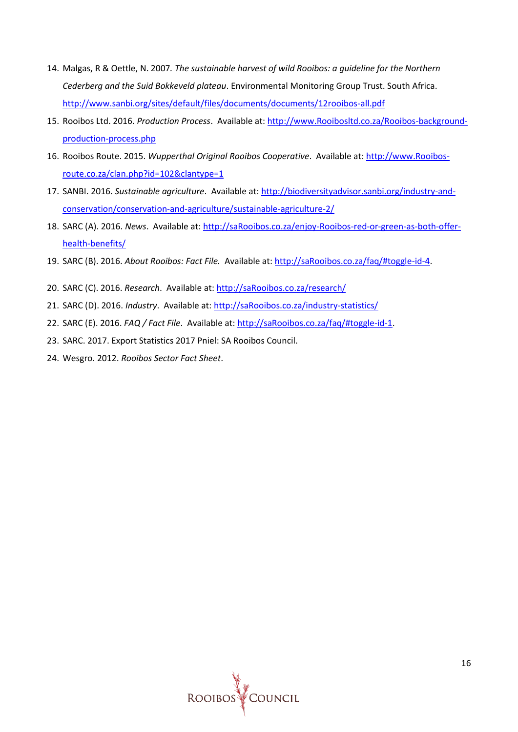14. Malgas, R & Oettle, N. 2007. *The sustainable harvest of wild Rooibos: a guideline for the Northern Cederberg and the Suid Bokkeveld plateau*. Environmental Monitoring Group Trust. South Africa. http://www.sanbi.org/sites/default/files/documents/documents/12rooibos-all.pdf
15. Rooibos Ltd. 2016. *Production Process*. Available at: http://www.Rooibosltd.co.za/Rooibos-background-production-process.php
16. Rooibos Route. 2015. *Wupperthal Original Rooibos Cooperative*. Available at: http://www.Rooibos-route.co.za/clan.php?id=102&clantype=1
17. SANBI. 2016. *Sustainable agriculture*. Available at: http://biodiversityadvisor.sanbi.org/industry-and-conservation/conservation-and-agriculture/sustainable-agriculture-2/
18. SARC (A). 2016. *News*. Available at: http://saRooibos.co.za/enjoy-Rooibos-red-or-green-as-both-offer-health-benefits/
19. SARC (B). 2016. *About Rooibos: Fact File.* Available at: http://saRooibos.co.za/faq/#toggle-id-4.
20. SARC (C). 2016. *Research*. Available at: http://saRooibos.co.za/research/
21. SARC (D). 2016. *Industry*. Available at: http://saRooibos.co.za/industry-statistics/
22. SARC (E). 2016. *FAQ / Fact File*. Available at: http://saRooibos.co.za/faq/#toggle-id-1.
23. SARC. 2017. Export Statistics 2017 Pniel: SA Rooibos Council.
24. Wesgro. 2012. *Rooibos Sector Fact Sheet*.